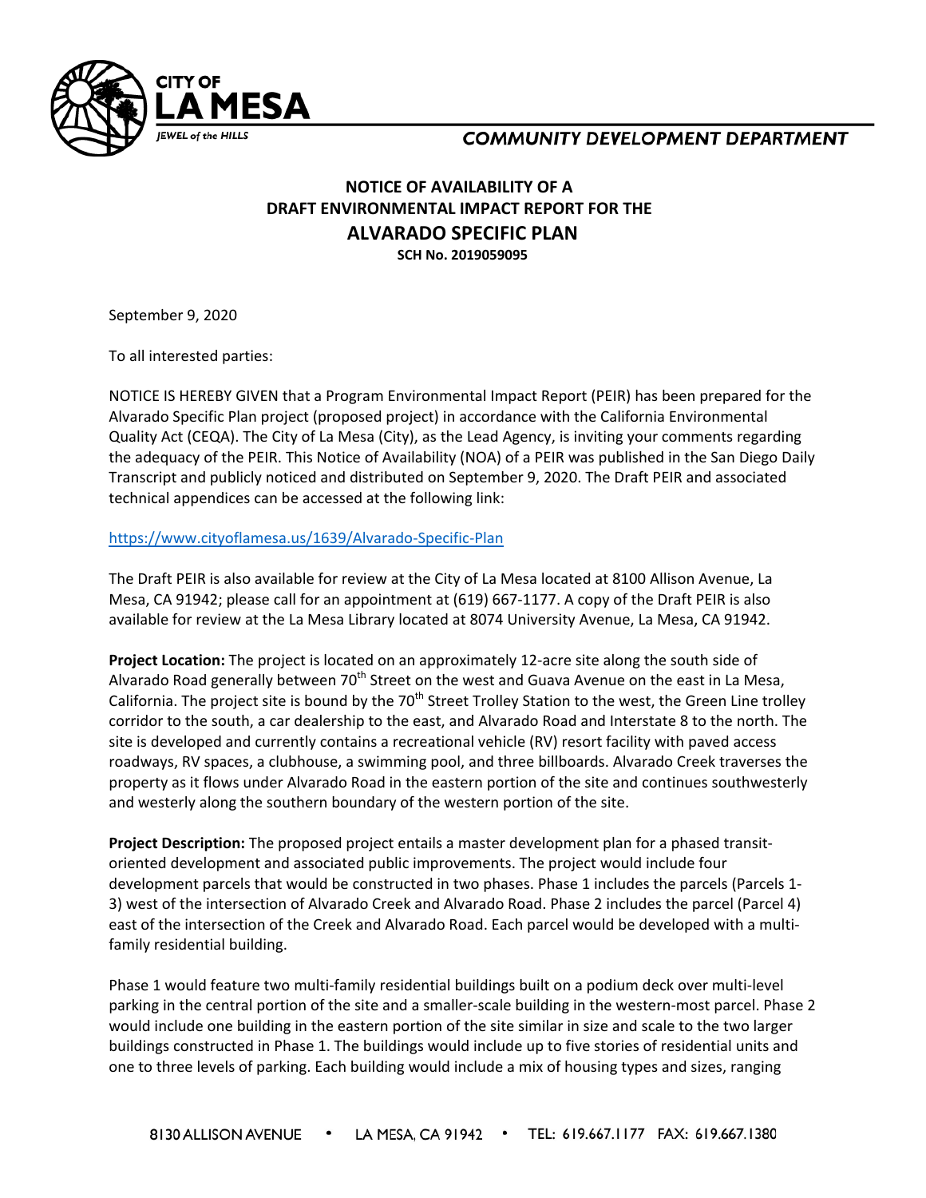CITY OF LA MESA
JEWEL of the HILLS

COMMUNITY DEVELOPMENT DEPARTMENT

# NOTICE OF AVAILABILITY OF A DRAFT ENVIRONMENTAL IMPACT REPORT FOR THE ALVARADO SPECIFIC PLAN

**SCH No. 2019059095**

September 9, 2020

To all interested parties:

NOTICE IS HEREBY GIVEN that a Program Environmental Impact Report (PEIR) has been prepared for the Alvarado Specific Plan project (proposed project) in accordance with the California Environmental Quality Act (CEQA). The City of La Mesa (City), as the Lead Agency, is inviting your comments regarding the adequacy of the PEIR. This Notice of Availability (NOA) of a PEIR was published in the San Diego Daily Transcript and publicly noticed and distributed on September 9, 2020. The Draft PEIR and associated technical appendices can be accessed at the following link:

https://www.cityoflamesa.us/1639/Alvarado-Specific-Plan

The Draft PEIR is also available for review at the City of La Mesa located at 8100 Allison Avenue, La Mesa, CA 91942; please call for an appointment at (619) 667-1177. A copy of the Draft PEIR is also available for review at the La Mesa Library located at 8074 University Avenue, La Mesa, CA 91942.

**Project Location:** The project is located on an approximately 12-acre site along the south side of Alvarado Road generally between 70th Street on the west and Guava Avenue on the east in La Mesa, California. The project site is bound by the 70th Street Trolley Station to the west, the Green Line trolley corridor to the south, a car dealership to the east, and Alvarado Road and Interstate 8 to the north. The site is developed and currently contains a recreational vehicle (RV) resort facility with paved access roadways, RV spaces, a clubhouse, a swimming pool, and three billboards. Alvarado Creek traverses the property as it flows under Alvarado Road in the eastern portion of the site and continues southwesterly and westerly along the southern boundary of the western portion of the site.

**Project Description:** The proposed project entails a master development plan for a phased transit-oriented development and associated public improvements. The project would include four development parcels that would be constructed in two phases. Phase 1 includes the parcels (Parcels 1-3) west of the intersection of Alvarado Creek and Alvarado Road. Phase 2 includes the parcel (Parcel 4) east of the intersection of the Creek and Alvarado Road. Each parcel would be developed with a multi-family residential building.

Phase 1 would feature two multi-family residential buildings built on a podium deck over multi-level parking in the central portion of the site and a smaller-scale building in the western-most parcel. Phase 2 would include one building in the eastern portion of the site similar in size and scale to the two larger buildings constructed in Phase 1. The buildings would include up to five stories of residential units and one to three levels of parking. Each building would include a mix of housing types and sizes, ranging

8130 ALLISON AVENUE • LA MESA, CA 91942 • TEL: 619.667.1177 FAX: 619.667.1380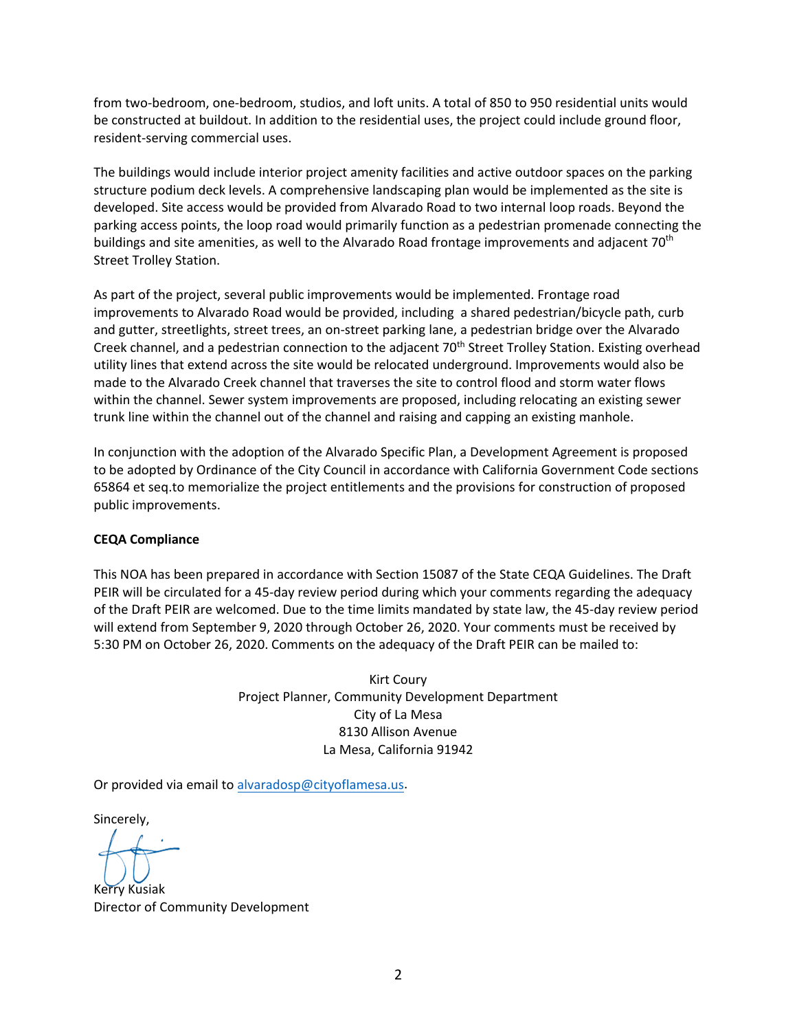from two-bedroom, one-bedroom, studios, and loft units. A total of 850 to 950 residential units would be constructed at buildout. In addition to the residential uses, the project could include ground floor, resident-serving commercial uses.

The buildings would include interior project amenity facilities and active outdoor spaces on the parking structure podium deck levels. A comprehensive landscaping plan would be implemented as the site is developed. Site access would be provided from Alvarado Road to two internal loop roads. Beyond the parking access points, the loop road would primarily function as a pedestrian promenade connecting the buildings and site amenities, as well to the Alvarado Road frontage improvements and adjacent 70th Street Trolley Station.

As part of the project, several public improvements would be implemented. Frontage road improvements to Alvarado Road would be provided, including a shared pedestrian/bicycle path, curb and gutter, streetlights, street trees, an on-street parking lane, a pedestrian bridge over the Alvarado Creek channel, and a pedestrian connection to the adjacent 70th Street Trolley Station. Existing overhead utility lines that extend across the site would be relocated underground. Improvements would also be made to the Alvarado Creek channel that traverses the site to control flood and storm water flows within the channel. Sewer system improvements are proposed, including relocating an existing sewer trunk line within the channel out of the channel and raising and capping an existing manhole.

In conjunction with the adoption of the Alvarado Specific Plan, a Development Agreement is proposed to be adopted by Ordinance of the City Council in accordance with California Government Code sections 65864 et seq.to memorialize the project entitlements and the provisions for construction of proposed public improvements.

**CEQA Compliance**

This NOA has been prepared in accordance with Section 15087 of the State CEQA Guidelines. The Draft PEIR will be circulated for a 45-day review period during which your comments regarding the adequacy of the Draft PEIR are welcomed. Due to the time limits mandated by state law, the 45-day review period will extend from September 9, 2020 through October 26, 2020. Your comments must be received by 5:30 PM on October 26, 2020. Comments on the adequacy of the Draft PEIR can be mailed to:

Kirt Coury
Project Planner, Community Development Department
City of La Mesa
8130 Allison Avenue
La Mesa, California 91942

Or provided via email to alvaradosp@cityoflamesa.us.

Sincerely,

Kerry Kusiak
Director of Community Development